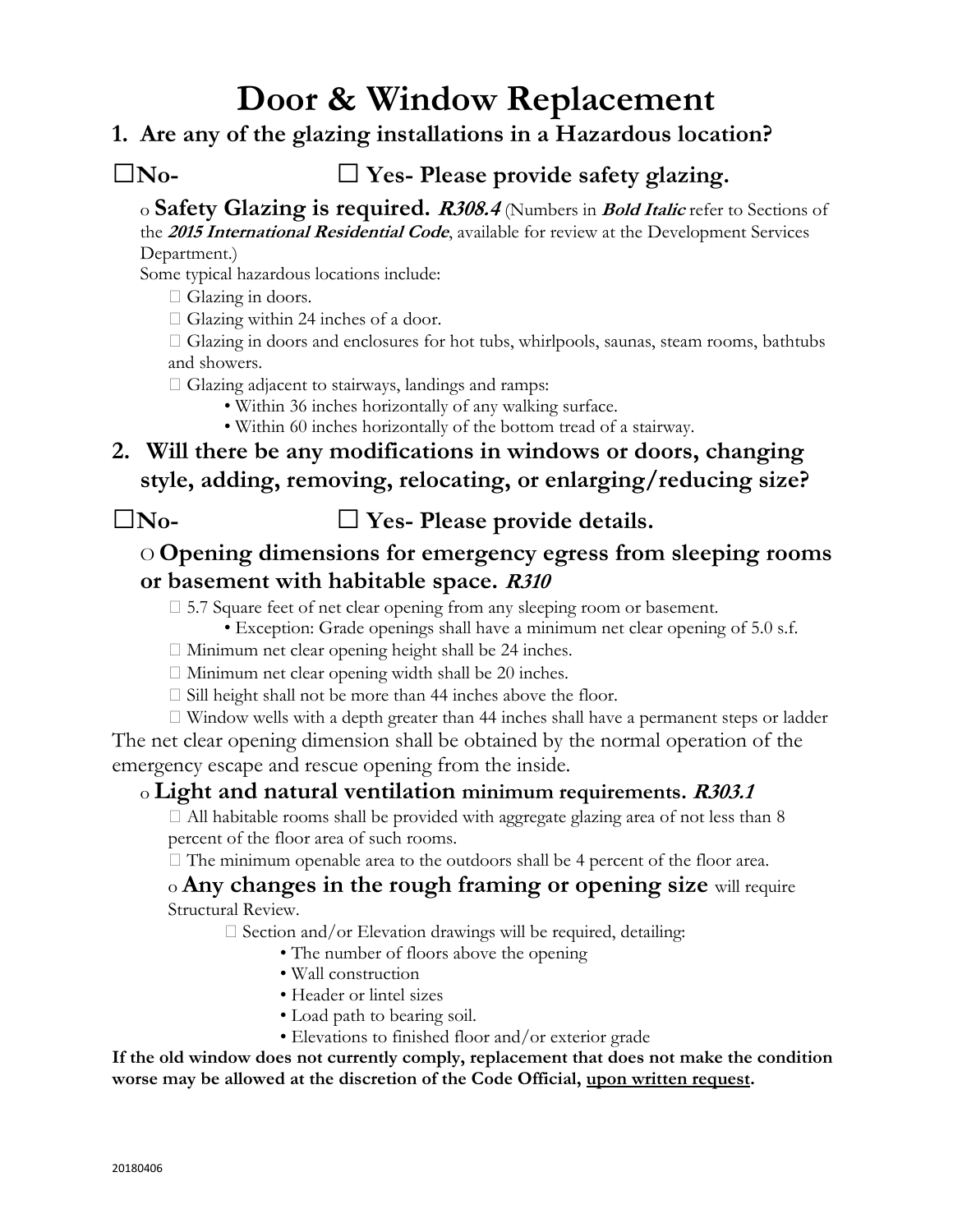# Door & Window Replacement

## 1. Are any of the glazing installations in a Hazardous location?

## ☐No- ☐ Yes- Please provide safety glazing.

o **Safety Glazing is required.** ***R308.4*** (Numbers in ***Bold Italic*** refer to Sections of the ***2015 International Residential Code***, available for review at the Development Services Department.)

Some typical hazardous locations include:

-  Glazing in doors.
-  Glazing within 24 inches of a door.
-  Glazing in doors and enclosures for hot tubs, whirlpools, saunas, steam rooms, bathtubs and showers.
-  Glazing adjacent to stairways, landings and ramps:
  - Within 36 inches horizontally of any walking surface.
  - Within 60 inches horizontally of the bottom tread of a stairway.

## 2. Will there be any modifications in windows or doors, changing style, adding, removing, relocating, or enlarging/reducing size?

## ☐No- ☐ Yes- Please provide details.

### O Opening dimensions for emergency egress from sleeping rooms or basement with habitable space. ***R310***

-  5.7 Square feet of net clear opening from any sleeping room or basement.
  - Exception: Grade openings shall have a minimum net clear opening of 5.0 s.f.
-  Minimum net clear opening height shall be 24 inches.
-  Minimum net clear opening width shall be 20 inches.
-  Sill height shall not be more than 44 inches above the floor.
-  Window wells with a depth greater than 44 inches shall have a permanent steps or ladder

The net clear opening dimension shall be obtained by the normal operation of the emergency escape and rescue opening from the inside.

### o Light and natural ventilation minimum requirements. ***R303.1***

-  All habitable rooms shall be provided with aggregate glazing area of not less than 8 percent of the floor area of such rooms.
-  The minimum openable area to the outdoors shall be 4 percent of the floor area.

o **Any changes in the rough framing or opening size** will require Structural Review.

-  Section and/or Elevation drawings will be required, detailing:
  - The number of floors above the opening
  - Wall construction
  - Header or lintel sizes
  - Load path to bearing soil.
  - Elevations to finished floor and/or exterior grade

**If the old window does not currently comply, replacement that does not make the condition worse may be allowed at the discretion of the Code Official, <u>upon written request</u>.**

20180406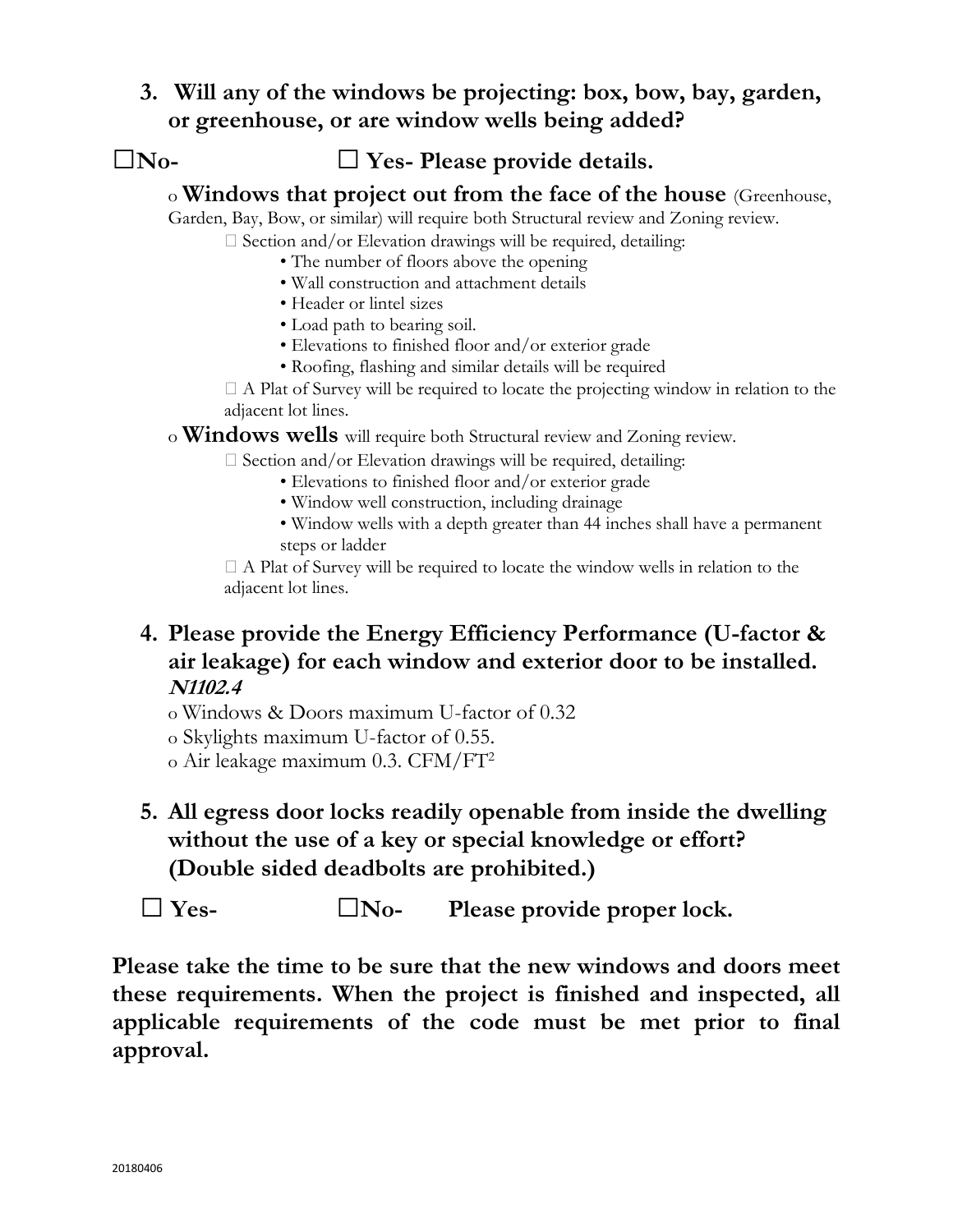3. **Will any of the windows be projecting: box, bow, bay, garden, or greenhouse, or are window wells being added?**

**☐No-** **☐ Yes- Please provide details.**

- **Windows that project out from the face of the house** (Greenhouse, Garden, Bay, Bow, or similar) will require both Structural review and Zoning review.
  -  Section and/or Elevation drawings will be required, detailing:
    - The number of floors above the opening
    - Wall construction and attachment details
    - Header or lintel sizes
    - Load path to bearing soil.
    - Elevations to finished floor and/or exterior grade
    - Roofing, flashing and similar details will be required
  -  A Plat of Survey will be required to locate the projecting window in relation to the adjacent lot lines.
- **Windows wells** will require both Structural review and Zoning review.
  -  Section and/or Elevation drawings will be required, detailing:
    - Elevations to finished floor and/or exterior grade
    - Window well construction, including drainage
    - Window wells with a depth greater than 44 inches shall have a permanent steps or ladder
  -  A Plat of Survey will be required to locate the window wells in relation to the adjacent lot lines.

4. **Please provide the Energy Efficiency Performance (U-factor & air leakage) for each window and exterior door to be installed.** ***N1102.4***
   - Windows & Doors maximum U-factor of 0.32
   - Skylights maximum U-factor of 0.55.
   - Air leakage maximum 0.3. CFM/FT$^2$

5. **All egress door locks readily openable from inside the dwelling without the use of a key or special knowledge or effort? (Double sided deadbolts are prohibited.)**

**☐ Yes-** **☐No- Please provide proper lock.**

**Please take the time to be sure that the new windows and doors meet these requirements. When the project is finished and inspected, all applicable requirements of the code must be met prior to final approval.**

20180406